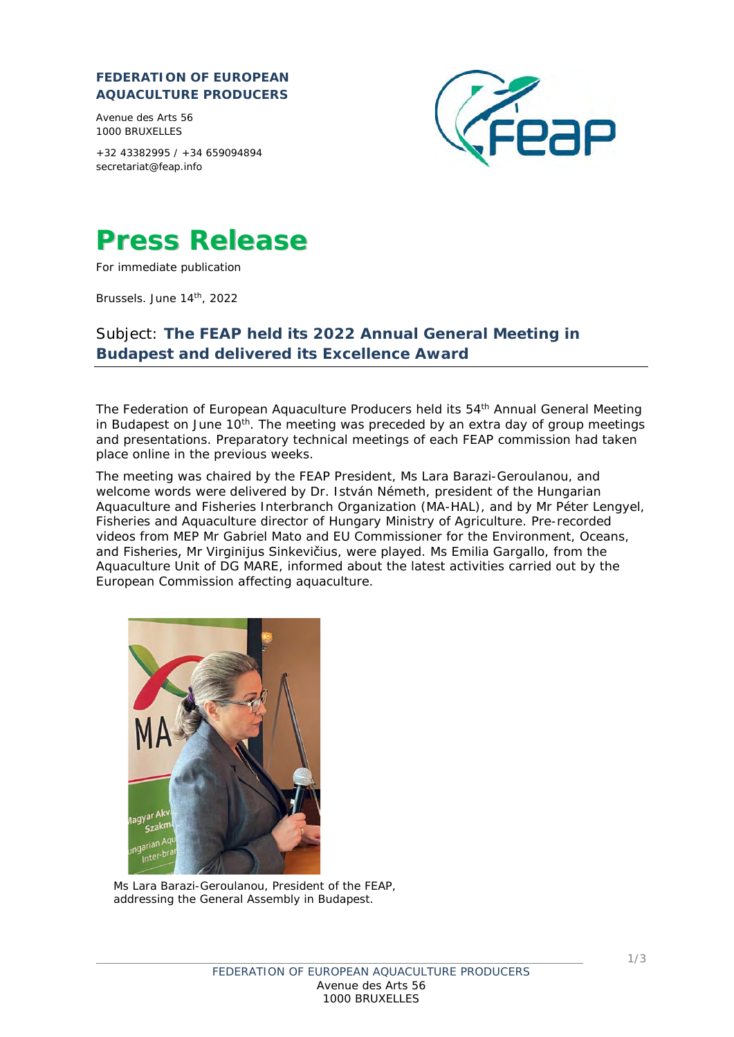**FEDERATION OF EUROPEAN AQUACULTURE PRODUCERS**

Avenue des Arts 56
1000 BRUXELLES

+32 43382995 / +34 659094894
secretariat@feap.info

# Press Release

For immediate publication

Brussels. June 14th, 2022

## Subject: **The FEAP held its 2022 Annual General Meeting in Budapest and delivered its Excellence Award**

The Federation of European Aquaculture Producers held its 54th Annual General Meeting in Budapest on June 10th. The meeting was preceded by an extra day of group meetings and presentations. Preparatory technical meetings of each FEAP commission had taken place online in the previous weeks.

The meeting was chaired by the FEAP President, Ms Lara Barazi-Geroulanou, and welcome words were delivered by Dr. István Németh, president of the Hungarian Aquaculture and Fisheries Interbranch Organization (MA-HAL), and by Mr Péter Lengyel, Fisheries and Aquaculture director of Hungary Ministry of Agriculture. Pre-recorded videos from MEP Mr Gabriel Mato and EU Commissioner for the Environment, Oceans, and Fisheries, Mr Virginijus Sinkevičius, were played. Ms Emilia Gargallo, from the Aquaculture Unit of DG MARE, informed about the latest activities carried out by the European Commission affecting aquaculture.

Ms Lara Barazi-Geroulanou, President of the FEAP, addressing the General Assembly in Budapest.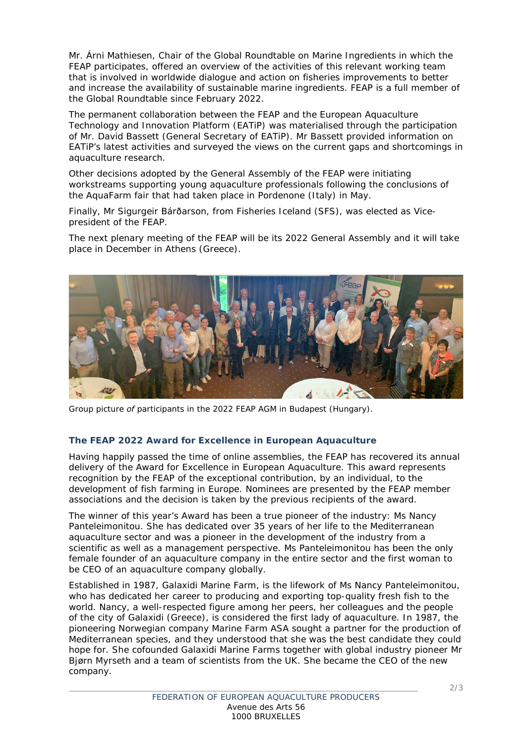Mr. Árni Mathiesen, Chair of the Global Roundtable on Marine Ingredients in which the FEAP participates, offered an overview of the activities of this relevant working team that is involved in worldwide dialogue and action on fisheries improvements to better and increase the availability of sustainable marine ingredients. FEAP is a full member of the Global Roundtable since February 2022.

The permanent collaboration between the FEAP and the European Aquaculture Technology and Innovation Platform (EATiP) was materialised through the participation of Mr. David Bassett (General Secretary of EATiP). Mr Bassett provided information on EATiP's latest activities and surveyed the views on the current gaps and shortcomings in aquaculture research.

Other decisions adopted by the General Assembly of the FEAP were initiating workstreams supporting young aquaculture professionals following the conclusions of the AquaFarm fair that had taken place in Pordenone (Italy) in May.

Finally, Mr Sigurgeir Bárðarson, from Fisheries Iceland (SFS), was elected as Vice-president of the FEAP.

The next plenary meeting of the FEAP will be its 2022 General Assembly and it will take place in December in Athens (Greece).

Group picture *of* participants in the 2022 FEAP AGM in Budapest (Hungary).

### The FEAP 2022 Award for Excellence in European Aquaculture

Having happily passed the time of online assemblies, the FEAP has recovered its annual delivery of the Award for Excellence in European Aquaculture. This award represents recognition by the FEAP of the exceptional contribution, by an individual, to the development of fish farming in Europe. Nominees are presented by the FEAP member associations and the decision is taken by the previous recipients of the award.

The winner of this year's Award has been a true pioneer of the industry: Ms Nancy Panteleimonitou. She has dedicated over 35 years of her life to the Mediterranean aquaculture sector and was a pioneer in the development of the industry from a scientific as well as a management perspective. Ms Panteleimonitou has been the only female founder of an aquaculture company in the entire sector and the first woman to be CEO of an aquaculture company globally.

Established in 1987, Galaxidi Marine Farm, is the lifework of Ms Nancy Panteleimonitou, who has dedicated her career to producing and exporting top-quality fresh fish to the world. Nancy, a well-respected figure among her peers, her colleagues and the people of the city of Galaxidi (Greece), is considered the first lady of aquaculture. In 1987, the pioneering Norwegian company Marine Farm ASA sought a partner for the production of Mediterranean species, and they understood that she was the best candidate they could hope for. She cofounded Galaxidi Marine Farms together with global industry pioneer Mr Bjørn Myrseth and a team of scientists from the UK. She became the CEO of the new company.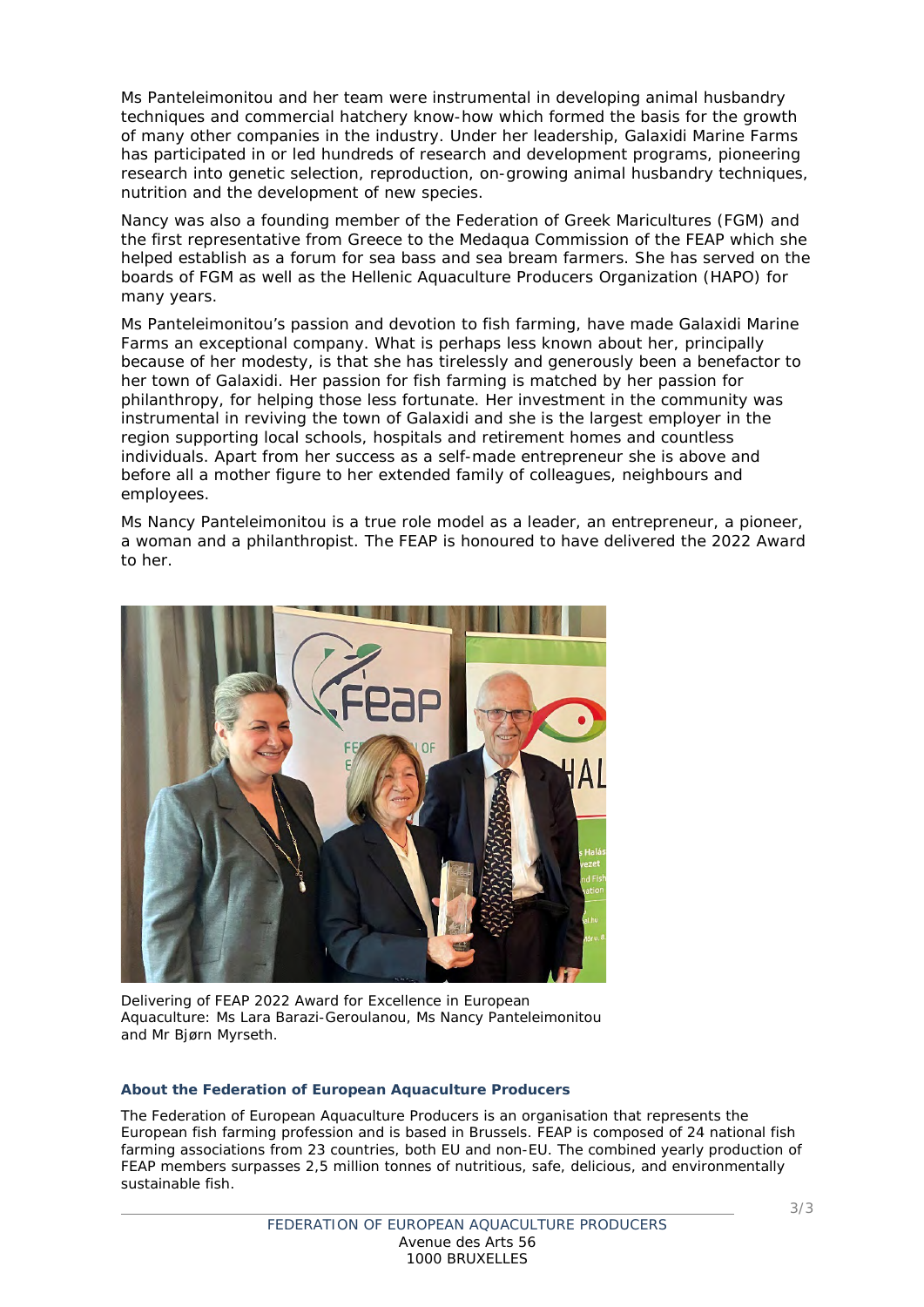Ms Panteleimonitou and her team were instrumental in developing animal husbandry techniques and commercial hatchery know-how which formed the basis for the growth of many other companies in the industry. Under her leadership, Galaxidi Marine Farms has participated in or led hundreds of research and development programs, pioneering research into genetic selection, reproduction, on-growing animal husbandry techniques, nutrition and the development of new species.

Nancy was also a founding member of the Federation of Greek Maricultures (FGM) and the first representative from Greece to the Medaqua Commission of the FEAP which she helped establish as a forum for sea bass and sea bream farmers. She has served on the boards of FGM as well as the Hellenic Aquaculture Producers Organization (HAPO) for many years.

Ms Panteleimonitou's passion and devotion to fish farming, have made Galaxidi Marine Farms an exceptional company. What is perhaps less known about her, principally because of her modesty, is that she has tirelessly and generously been a benefactor to her town of Galaxidi. Her passion for fish farming is matched by her passion for philanthropy, for helping those less fortunate. Her investment in the community was instrumental in reviving the town of Galaxidi and she is the largest employer in the region supporting local schools, hospitals and retirement homes and countless individuals. Apart from her success as a self-made entrepreneur she is above and before all a mother figure to her extended family of colleagues, neighbours and employees.

Ms Nancy Panteleimonitou is a true role model as a leader, an entrepreneur, a pioneer, a woman and a philanthropist. The FEAP is honoured to have delivered the 2022 Award to her.

Delivering of FEAP 2022 Award for Excellence in European Aquaculture: Ms Lara Barazi-Geroulanou, Ms Nancy Panteleimonitou and Mr Bjørn Myrseth.

### About the Federation of European Aquaculture Producers

The Federation of European Aquaculture Producers is an organisation that represents the European fish farming profession and is based in Brussels. FEAP is composed of 24 national fish farming associations from 23 countries, both EU and non-EU. The combined yearly production of FEAP members surpasses 2,5 million tonnes of nutritious, safe, delicious, and environmentally sustainable fish.

FEDERATION OF EUROPEAN AQUACULTURE PRODUCERS
Avenue des Arts 56
1000 BRUXELLES